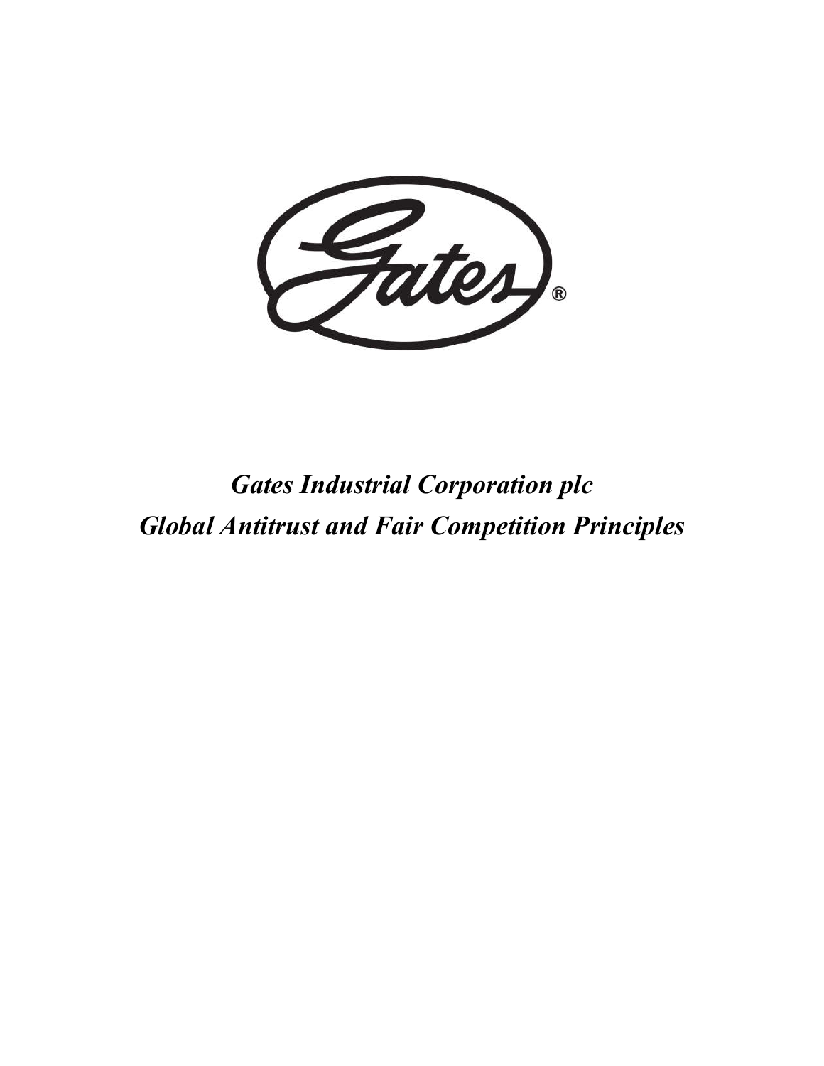# *Gates Industrial Corporation plc*
# *Global Antitrust and Fair Competition Principles*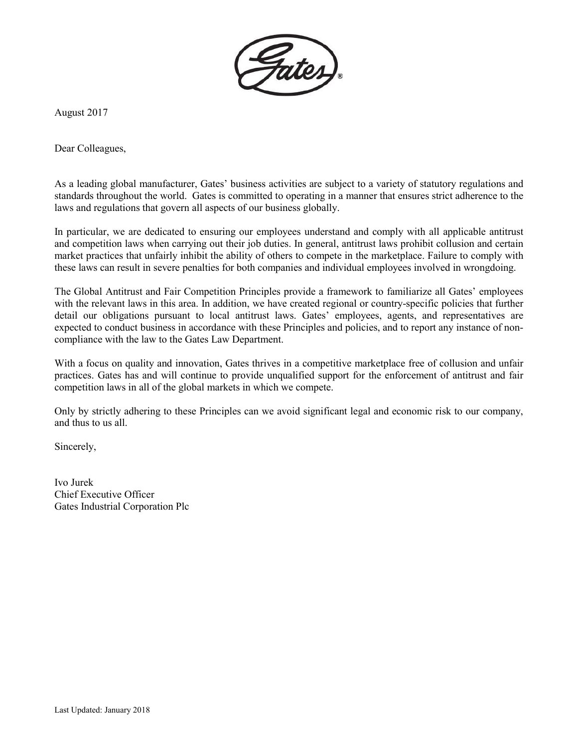August 2017

Dear Colleagues,

As a leading global manufacturer, Gates' business activities are subject to a variety of statutory regulations and standards throughout the world. Gates is committed to operating in a manner that ensures strict adherence to the laws and regulations that govern all aspects of our business globally.

In particular, we are dedicated to ensuring our employees understand and comply with all applicable antitrust and competition laws when carrying out their job duties. In general, antitrust laws prohibit collusion and certain market practices that unfairly inhibit the ability of others to compete in the marketplace. Failure to comply with these laws can result in severe penalties for both companies and individual employees involved in wrongdoing.

The Global Antitrust and Fair Competition Principles provide a framework to familiarize all Gates' employees with the relevant laws in this area. In addition, we have created regional or country-specific policies that further detail our obligations pursuant to local antitrust laws. Gates' employees, agents, and representatives are expected to conduct business in accordance with these Principles and policies, and to report any instance of non-compliance with the law to the Gates Law Department.

With a focus on quality and innovation, Gates thrives in a competitive marketplace free of collusion and unfair practices. Gates has and will continue to provide unqualified support for the enforcement of antitrust and fair competition laws in all of the global markets in which we compete.

Only by strictly adhering to these Principles can we avoid significant legal and economic risk to our company, and thus to us all.

Sincerely,

Ivo Jurek
Chief Executive Officer
Gates Industrial Corporation Plc

Last Updated: January 2018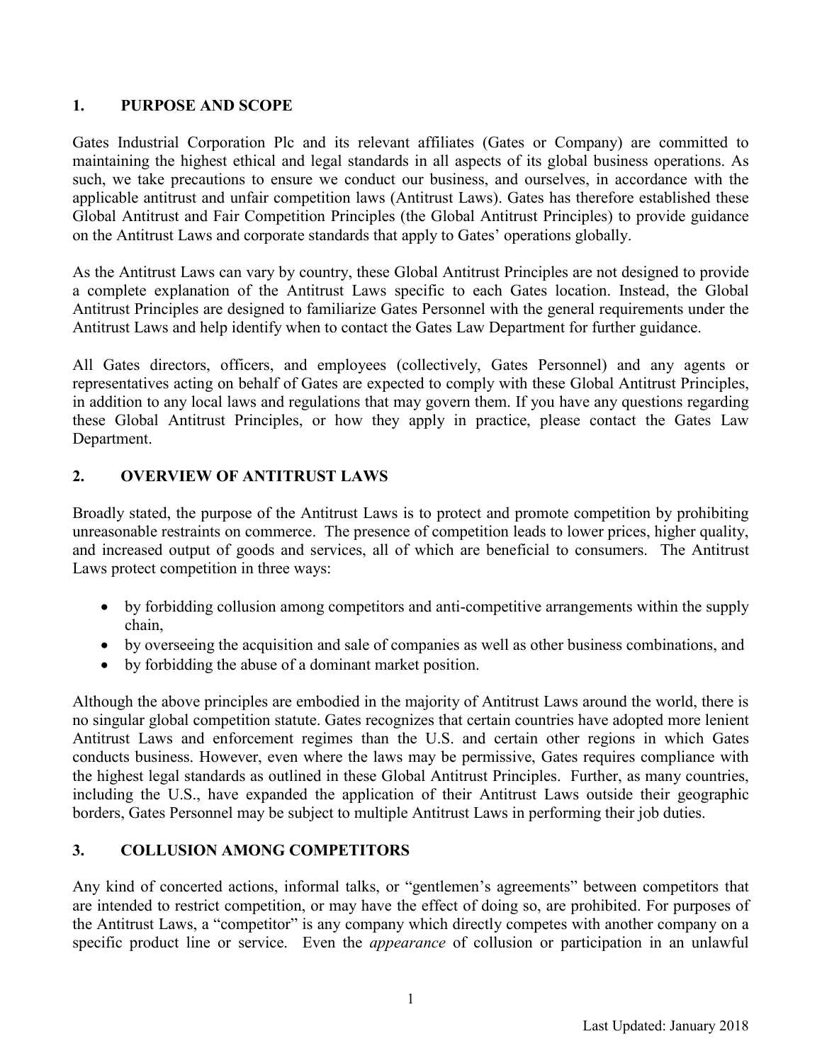## 1. PURPOSE AND SCOPE

Gates Industrial Corporation Plc and its relevant affiliates (Gates or Company) are committed to maintaining the highest ethical and legal standards in all aspects of its global business operations. As such, we take precautions to ensure we conduct our business, and ourselves, in accordance with the applicable antitrust and unfair competition laws (Antitrust Laws). Gates has therefore established these Global Antitrust and Fair Competition Principles (the Global Antitrust Principles) to provide guidance on the Antitrust Laws and corporate standards that apply to Gates' operations globally.

As the Antitrust Laws can vary by country, these Global Antitrust Principles are not designed to provide a complete explanation of the Antitrust Laws specific to each Gates location. Instead, the Global Antitrust Principles are designed to familiarize Gates Personnel with the general requirements under the Antitrust Laws and help identify when to contact the Gates Law Department for further guidance.

All Gates directors, officers, and employees (collectively, Gates Personnel) and any agents or representatives acting on behalf of Gates are expected to comply with these Global Antitrust Principles, in addition to any local laws and regulations that may govern them. If you have any questions regarding these Global Antitrust Principles, or how they apply in practice, please contact the Gates Law Department.

## 2. OVERVIEW OF ANTITRUST LAWS

Broadly stated, the purpose of the Antitrust Laws is to protect and promote competition by prohibiting unreasonable restraints on commerce. The presence of competition leads to lower prices, higher quality, and increased output of goods and services, all of which are beneficial to consumers. The Antitrust Laws protect competition in three ways:

- by forbidding collusion among competitors and anti-competitive arrangements within the supply chain,
- by overseeing the acquisition and sale of companies as well as other business combinations, and
- by forbidding the abuse of a dominant market position.

Although the above principles are embodied in the majority of Antitrust Laws around the world, there is no singular global competition statute. Gates recognizes that certain countries have adopted more lenient Antitrust Laws and enforcement regimes than the U.S. and certain other regions in which Gates conducts business. However, even where the laws may be permissive, Gates requires compliance with the highest legal standards as outlined in these Global Antitrust Principles. Further, as many countries, including the U.S., have expanded the application of their Antitrust Laws outside their geographic borders, Gates Personnel may be subject to multiple Antitrust Laws in performing their job duties.

## 3. COLLUSION AMONG COMPETITORS

Any kind of concerted actions, informal talks, or "gentlemen's agreements" between competitors that are intended to restrict competition, or may have the effect of doing so, are prohibited. For purposes of the Antitrust Laws, a "competitor" is any company which directly competes with another company on a specific product line or service. Even the *appearance* of collusion or participation in an unlawful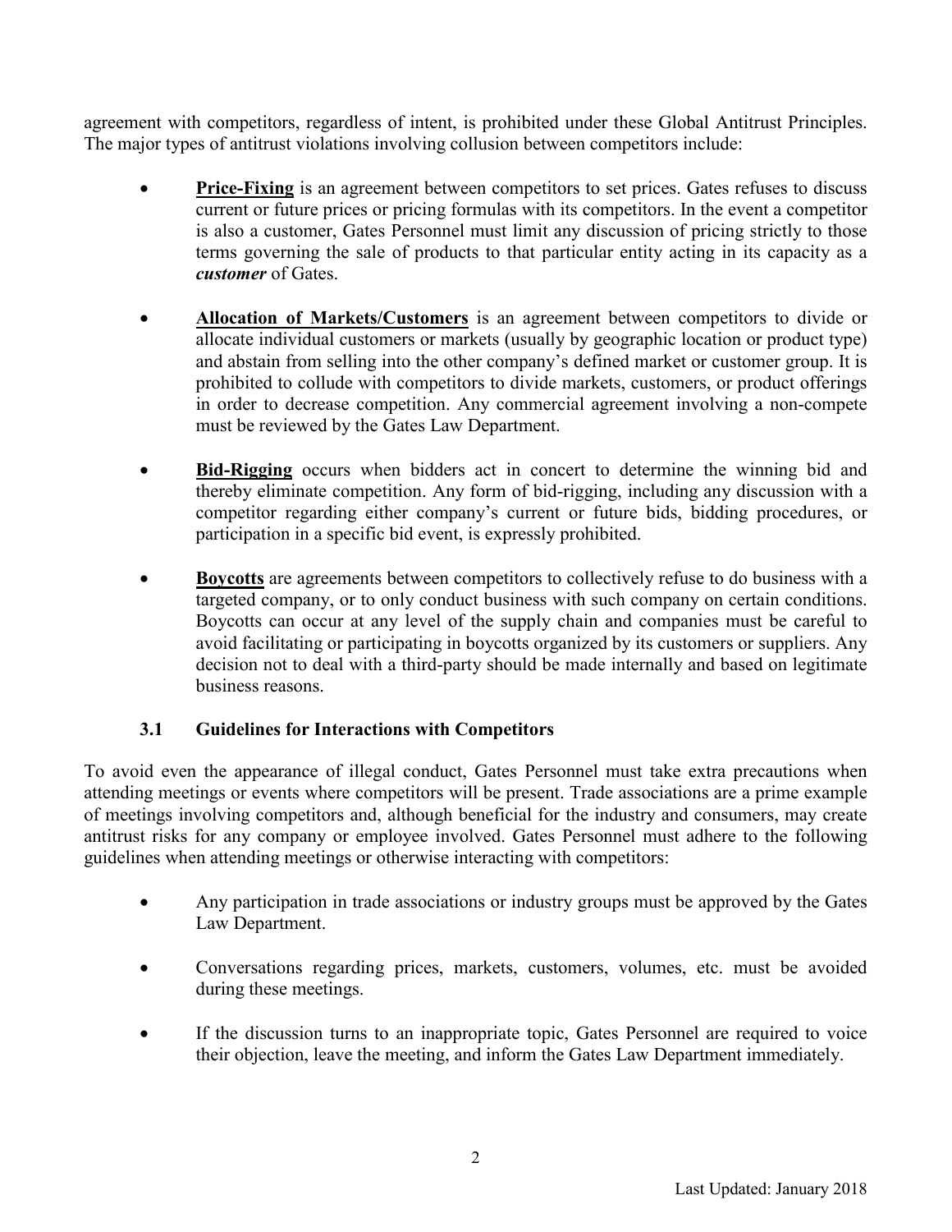agreement with competitors, regardless of intent, is prohibited under these Global Antitrust Principles. The major types of antitrust violations involving collusion between competitors include:

- **Price-Fixing** is an agreement between competitors to set prices. Gates refuses to discuss current or future prices or pricing formulas with its competitors. In the event a competitor is also a customer, Gates Personnel must limit any discussion of pricing strictly to those terms governing the sale of products to that particular entity acting in its capacity as a ***customer*** of Gates.

- **Allocation of Markets/Customers** is an agreement between competitors to divide or allocate individual customers or markets (usually by geographic location or product type) and abstain from selling into the other company's defined market or customer group. It is prohibited to collude with competitors to divide markets, customers, or product offerings in order to decrease competition. Any commercial agreement involving a non-compete must be reviewed by the Gates Law Department.

- **Bid-Rigging** occurs when bidders act in concert to determine the winning bid and thereby eliminate competition. Any form of bid-rigging, including any discussion with a competitor regarding either company's current or future bids, bidding procedures, or participation in a specific bid event, is expressly prohibited.

- **Boycotts** are agreements between competitors to collectively refuse to do business with a targeted company, or to only conduct business with such company on certain conditions. Boycotts can occur at any level of the supply chain and companies must be careful to avoid facilitating or participating in boycotts organized by its customers or suppliers. Any decision not to deal with a third-party should be made internally and based on legitimate business reasons.

### 3.1 Guidelines for Interactions with Competitors

To avoid even the appearance of illegal conduct, Gates Personnel must take extra precautions when attending meetings or events where competitors will be present. Trade associations are a prime example of meetings involving competitors and, although beneficial for the industry and consumers, may create antitrust risks for any company or employee involved. Gates Personnel must adhere to the following guidelines when attending meetings or otherwise interacting with competitors:

- Any participation in trade associations or industry groups must be approved by the Gates Law Department.

- Conversations regarding prices, markets, customers, volumes, etc. must be avoided during these meetings.

- If the discussion turns to an inappropriate topic, Gates Personnel are required to voice their objection, leave the meeting, and inform the Gates Law Department immediately.

Last Updated: January 2018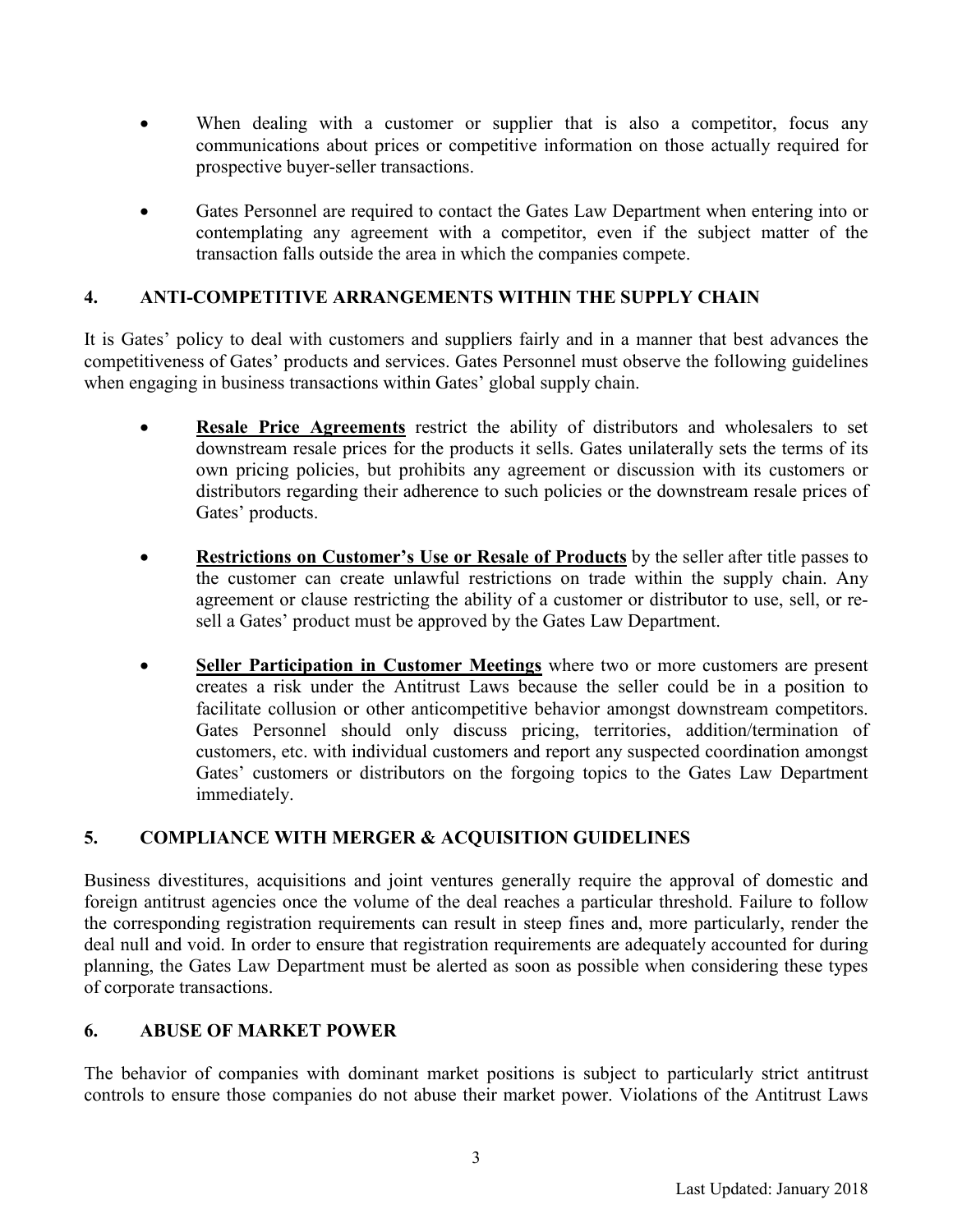- When dealing with a customer or supplier that is also a competitor, focus any communications about prices or competitive information on those actually required for prospective buyer-seller transactions.

- Gates Personnel are required to contact the Gates Law Department when entering into or contemplating any agreement with a competitor, even if the subject matter of the transaction falls outside the area in which the companies compete.

## 4. ANTI-COMPETITIVE ARRANGEMENTS WITHIN THE SUPPLY CHAIN

It is Gates' policy to deal with customers and suppliers fairly and in a manner that best advances the competitiveness of Gates' products and services. Gates Personnel must observe the following guidelines when engaging in business transactions within Gates' global supply chain.

- **Resale Price Agreements** restrict the ability of distributors and wholesalers to set downstream resale prices for the products it sells. Gates unilaterally sets the terms of its own pricing policies, but prohibits any agreement or discussion with its customers or distributors regarding their adherence to such policies or the downstream resale prices of Gates' products.

- **Restrictions on Customer's Use or Resale of Products** by the seller after title passes to the customer can create unlawful restrictions on trade within the supply chain. Any agreement or clause restricting the ability of a customer or distributor to use, sell, or re-sell a Gates' product must be approved by the Gates Law Department.

- **Seller Participation in Customer Meetings** where two or more customers are present creates a risk under the Antitrust Laws because the seller could be in a position to facilitate collusion or other anticompetitive behavior amongst downstream competitors. Gates Personnel should only discuss pricing, territories, addition/termination of customers, etc. with individual customers and report any suspected coordination amongst Gates' customers or distributors on the forgoing topics to the Gates Law Department immediately.

## 5. COMPLIANCE WITH MERGER & ACQUISITION GUIDELINES

Business divestitures, acquisitions and joint ventures generally require the approval of domestic and foreign antitrust agencies once the volume of the deal reaches a particular threshold. Failure to follow the corresponding registration requirements can result in steep fines and, more particularly, render the deal null and void. In order to ensure that registration requirements are adequately accounted for during planning, the Gates Law Department must be alerted as soon as possible when considering these types of corporate transactions.

## 6. ABUSE OF MARKET POWER

The behavior of companies with dominant market positions is subject to particularly strict antitrust controls to ensure those companies do not abuse their market power. Violations of the Antitrust Laws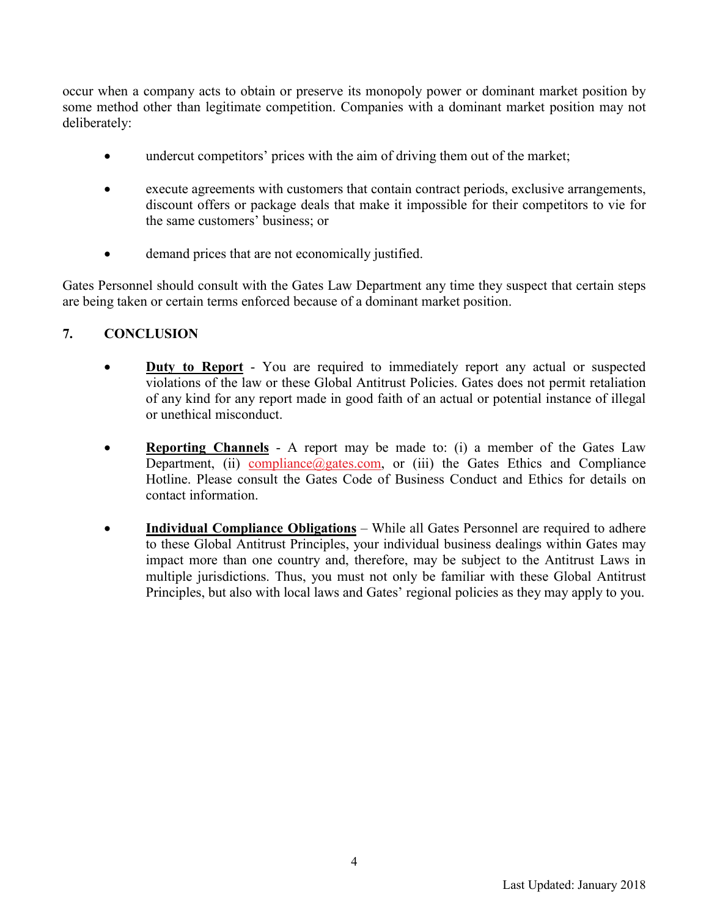occur when a company acts to obtain or preserve its monopoly power or dominant market position by some method other than legitimate competition. Companies with a dominant market position may not deliberately:

- undercut competitors' prices with the aim of driving them out of the market;
- execute agreements with customers that contain contract periods, exclusive arrangements, discount offers or package deals that make it impossible for their competitors to vie for the same customers' business; or
- demand prices that are not economically justified.

Gates Personnel should consult with the Gates Law Department any time they suspect that certain steps are being taken or certain terms enforced because of a dominant market position.

## 7. CONCLUSION

- **Duty to Report** - You are required to immediately report any actual or suspected violations of the law or these Global Antitrust Policies. Gates does not permit retaliation of any kind for any report made in good faith of an actual or potential instance of illegal or unethical misconduct.
- **Reporting Channels** - A report may be made to: (i) a member of the Gates Law Department, (ii) compliance@gates.com, or (iii) the Gates Ethics and Compliance Hotline. Please consult the Gates Code of Business Conduct and Ethics for details on contact information.
- **Individual Compliance Obligations** – While all Gates Personnel are required to adhere to these Global Antitrust Principles, your individual business dealings within Gates may impact more than one country and, therefore, may be subject to the Antitrust Laws in multiple jurisdictions. Thus, you must not only be familiar with these Global Antitrust Principles, but also with local laws and Gates' regional policies as they may apply to you.

Last Updated: January 2018